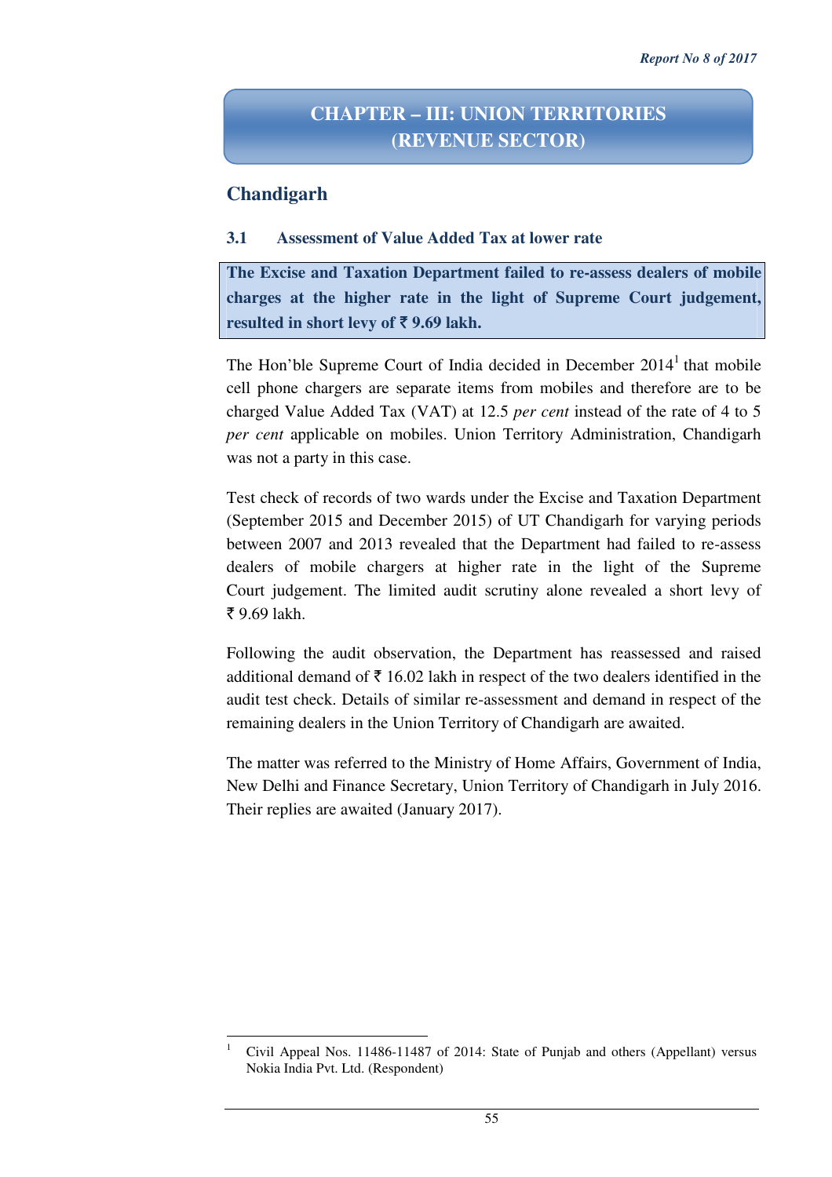# CHAPTER – III: UNION TERRITORIES (REVENUE SECTOR)

## Chandigarh

### 3.1 Assessment of Value Added Tax at lower rate

**The Excise and Taxation Department failed to re-assess dealers of mobile charges at the higher rate in the light of Supreme Court judgement, resulted in short levy of ₹ 9.69 lakh.**

The Hon'ble Supreme Court of India decided in December 2014[1] that mobile cell phone chargers are separate items from mobiles and therefore are to be charged Value Added Tax (VAT) at 12.5 *per cent* instead of the rate of 4 to 5 *per cent* applicable on mobiles. Union Territory Administration, Chandigarh was not a party in this case.

Test check of records of two wards under the Excise and Taxation Department (September 2015 and December 2015) of UT Chandigarh for varying periods between 2007 and 2013 revealed that the Department had failed to re-assess dealers of mobile chargers at higher rate in the light of the Supreme Court judgement. The limited audit scrutiny alone revealed a short levy of ₹ 9.69 lakh.

Following the audit observation, the Department has reassessed and raised additional demand of ₹ 16.02 lakh in respect of the two dealers identified in the audit test check. Details of similar re-assessment and demand in respect of the remaining dealers in the Union Territory of Chandigarh are awaited.

The matter was referred to the Ministry of Home Affairs, Government of India, New Delhi and Finance Secretary, Union Territory of Chandigarh in July 2016. Their replies are awaited (January 2017).

---

[1] Civil Appeal Nos. 11486-11487 of 2014: State of Punjab and others (Appellant) versus Nokia India Pvt. Ltd. (Respondent)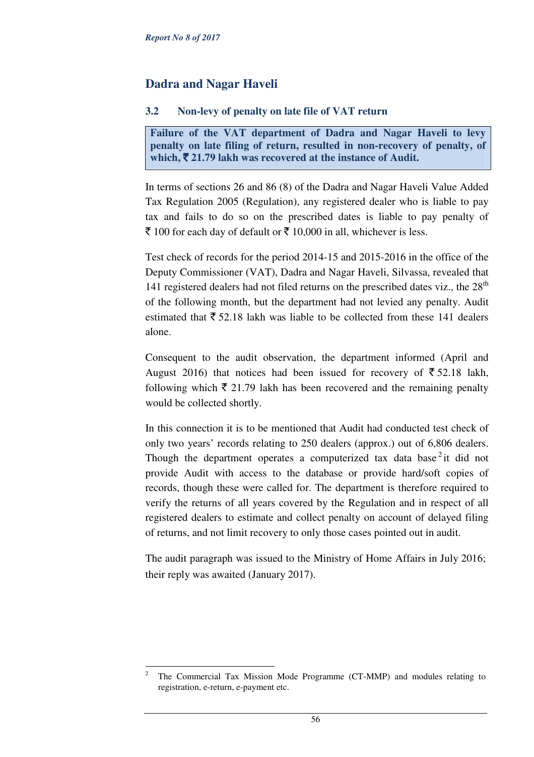## Dadra and Nagar Haveli

### 3.2 Non-levy of penalty on late file of VAT return

**Failure of the VAT department of Dadra and Nagar Haveli to levy penalty on late filing of return, resulted in non-recovery of penalty, of which, ₹ 21.79 lakh was recovered at the instance of Audit.**

In terms of sections 26 and 86 (8) of the Dadra and Nagar Haveli Value Added Tax Regulation 2005 (Regulation), any registered dealer who is liable to pay tax and fails to do so on the prescribed dates is liable to pay penalty of ₹ 100 for each day of default or ₹ 10,000 in all, whichever is less.

Test check of records for the period 2014-15 and 2015-2016 in the office of the Deputy Commissioner (VAT), Dadra and Nagar Haveli, Silvassa, revealed that 141 registered dealers had not filed returns on the prescribed dates viz., the 28th of the following month, but the department had not levied any penalty. Audit estimated that ₹ 52.18 lakh was liable to be collected from these 141 dealers alone.

Consequent to the audit observation, the department informed (April and August 2016) that notices had been issued for recovery of ₹ 52.18 lakh, following which ₹ 21.79 lakh has been recovered and the remaining penalty would be collected shortly.

In this connection it is to be mentioned that Audit had conducted test check of only two years' records relating to 250 dealers (approx.) out of 6,806 dealers. Though the department operates a computerized tax data base[2] it did not provide Audit with access to the database or provide hard/soft copies of records, though these were called for. The department is therefore required to verify the returns of all years covered by the Regulation and in respect of all registered dealers to estimate and collect penalty on account of delayed filing of returns, and not limit recovery to only those cases pointed out in audit.

The audit paragraph was issued to the Ministry of Home Affairs in July 2016; their reply was awaited (January 2017).

---

[2] The Commercial Tax Mission Mode Programme (CT-MMP) and modules relating to registration, e-return, e-payment etc.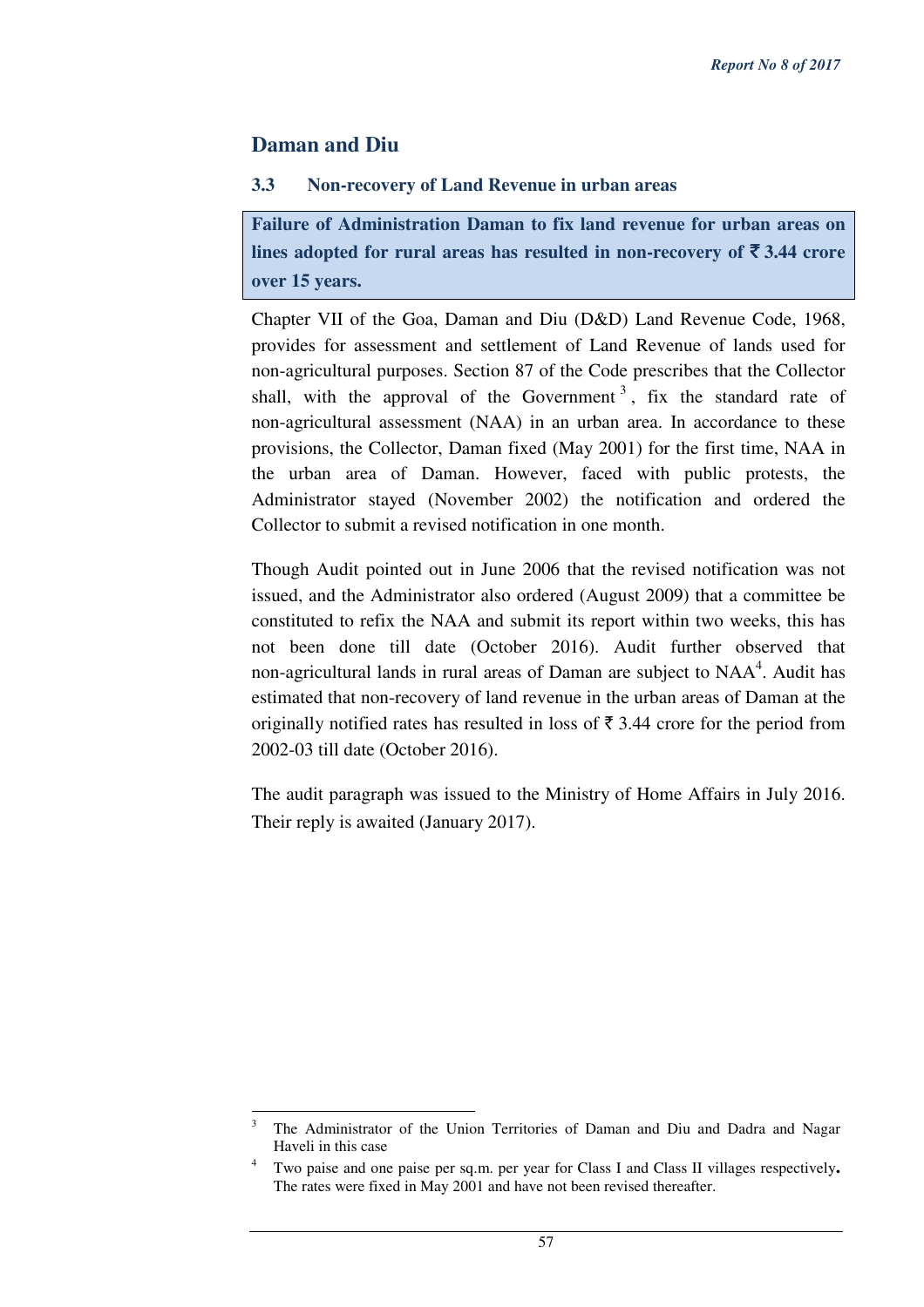## Daman and Diu

### 3.3 Non-recovery of Land Revenue in urban areas

**Failure of Administration Daman to fix land revenue for urban areas on lines adopted for rural areas has resulted in non-recovery of ₹ 3.44 crore over 15 years.**

Chapter VII of the Goa, Daman and Diu (D&D) Land Revenue Code, 1968, provides for assessment and settlement of Land Revenue of lands used for non-agricultural purposes. Section 87 of the Code prescribes that the Collector shall, with the approval of the Government[3], fix the standard rate of non-agricultural assessment (NAA) in an urban area. In accordance to these provisions, the Collector, Daman fixed (May 2001) for the first time, NAA in the urban area of Daman. However, faced with public protests, the Administrator stayed (November 2002) the notification and ordered the Collector to submit a revised notification in one month.

Though Audit pointed out in June 2006 that the revised notification was not issued, and the Administrator also ordered (August 2009) that a committee be constituted to refix the NAA and submit its report within two weeks, this has not been done till date (October 2016). Audit further observed that non-agricultural lands in rural areas of Daman are subject to NAA[4]. Audit has estimated that non-recovery of land revenue in the urban areas of Daman at the originally notified rates has resulted in loss of ₹ 3.44 crore for the period from 2002-03 till date (October 2016).

The audit paragraph was issued to the Ministry of Home Affairs in July 2016. Their reply is awaited (January 2017).

---

[3] The Administrator of the Union Territories of Daman and Diu and Dadra and Nagar Haveli in this case

[4] Two paise and one paise per sq.m. per year for Class I and Class II villages respectively**.** The rates were fixed in May 2001 and have not been revised thereafter.